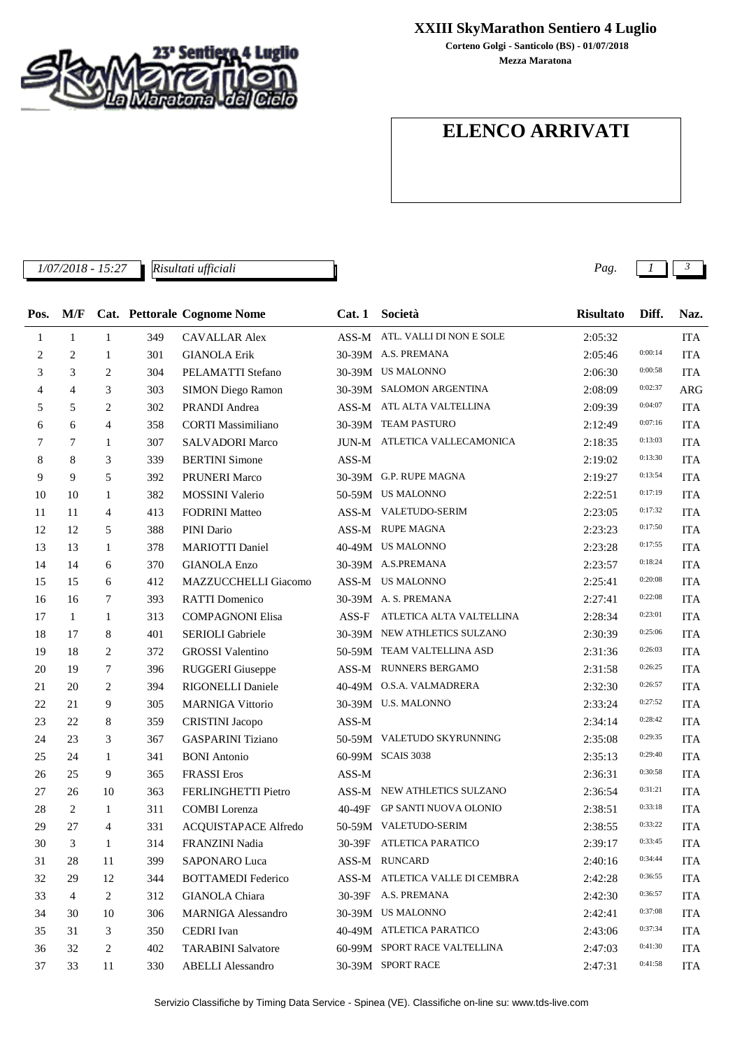# XXIII SkyMarathon Sentiero 4 Luglio

**Corteno Golgi - Santicolo (BS) - 01/07/2018**

**Mezza Maratona**

## ELENCO ARRIVATI

*1/07/2018 - 15:27* *Risultati ufficiali*

| Pos. | M/F | Cat. | Pettorale | Cognome Nome | Cat. 1 | Società | Risultato | Diff. | Naz. |
|---|---|---|---|---|---|---|---|---|---|
| 1 | 1 | 1 | 349 | CAVALLAR Alex | ASS-M | ATL. VALLI DI NON E SOLE | 2:05:32 | | ITA |
| 2 | 2 | 1 | 301 | GIANOLA Erik | 30-39M | A.S. PREMANA | 2:05:46 | 0:00:14 | ITA |
| 3 | 3 | 2 | 304 | PELAMATTI Stefano | 30-39M | US MALONNO | 2:06:30 | 0:00:58 | ITA |
| 4 | 4 | 3 | 303 | SIMON Diego Ramon | 30-39M | SALOMON ARGENTINA | 2:08:09 | 0:02:37 | ARG |
| 5 | 5 | 2 | 302 | PRANDI Andrea | ASS-M | ATL ALTA VALTELLINA | 2:09:39 | 0:04:07 | ITA |
| 6 | 6 | 4 | 358 | CORTI Massimiliano | 30-39M | TEAM PASTURO | 2:12:49 | 0:07:16 | ITA |
| 7 | 7 | 1 | 307 | SALVADORI Marco | JUN-M | ATLETICA VALLECAMONICA | 2:18:35 | 0:13:03 | ITA |
| 8 | 8 | 3 | 339 | BERTINI Simone | ASS-M | | 2:19:02 | 0:13:30 | ITA |
| 9 | 9 | 5 | 392 | PRUNERI Marco | 30-39M | G.P. RUPE MAGNA | 2:19:27 | 0:13:54 | ITA |
| 10 | 10 | 1 | 382 | MOSSINI Valerio | 50-59M | US MALONNO | 2:22:51 | 0:17:19 | ITA |
| 11 | 11 | 4 | 413 | FODRINI Matteo | ASS-M | VALETUDO-SERIM | 2:23:05 | 0:17:32 | ITA |
| 12 | 12 | 5 | 388 | PINI Dario | ASS-M | RUPE MAGNA | 2:23:23 | 0:17:50 | ITA |
| 13 | 13 | 1 | 378 | MARIOTTI Daniel | 40-49M | US MALONNO | 2:23:28 | 0:17:55 | ITA |
| 14 | 14 | 6 | 370 | GIANOLA Enzo | 30-39M | A.S.PREMANA | 2:23:57 | 0:18:24 | ITA |
| 15 | 15 | 6 | 412 | MAZZUCCHELLI Giacomo | ASS-M | US MALONNO | 2:25:41 | 0:20:08 | ITA |
| 16 | 16 | 7 | 393 | RATTI Domenico | 30-39M | A. S. PREMANA | 2:27:41 | 0:22:08 | ITA |
| 17 | 1 | 1 | 313 | COMPAGNONI Elisa | ASS-F | ATLETICA ALTA VALTELLINA | 2:28:34 | 0:23:01 | ITA |
| 18 | 17 | 8 | 401 | SERIOLI Gabriele | 30-39M | NEW ATHLETICS SULZANO | 2:30:39 | 0:25:06 | ITA |
| 19 | 18 | 2 | 372 | GROSSI Valentino | 50-59M | TEAM VALTELLINA ASD | 2:31:36 | 0:26:03 | ITA |
| 20 | 19 | 7 | 396 | RUGGERI Giuseppe | ASS-M | RUNNERS BERGAMO | 2:31:58 | 0:26:25 | ITA |
| 21 | 20 | 2 | 394 | RIGONELLI Daniele | 40-49M | O.S.A. VALMADRERA | 2:32:30 | 0:26:57 | ITA |
| 22 | 21 | 9 | 305 | MARNIGA Vittorio | 30-39M | U.S. MALONNO | 2:33:24 | 0:27:52 | ITA |
| 23 | 22 | 8 | 359 | CRISTINI Jacopo | ASS-M | | 2:34:14 | 0:28:42 | ITA |
| 24 | 23 | 3 | 367 | GASPARINI Tiziano | 50-59M | VALETUDO SKYRUNNING | 2:35:08 | 0:29:35 | ITA |
| 25 | 24 | 1 | 341 | BONI Antonio | 60-99M | SCAIS 3038 | 2:35:13 | 0:29:40 | ITA |
| 26 | 25 | 9 | 365 | FRASSI Eros | ASS-M | | 2:36:31 | 0:30:58 | ITA |
| 27 | 26 | 10 | 363 | FERLINGHETTI Pietro | ASS-M | NEW ATHLETICS SULZANO | 2:36:54 | 0:31:21 | ITA |
| 28 | 2 | 1 | 311 | COMBI Lorenza | 40-49F | GP SANTI NUOVA OLONIO | 2:38:51 | 0:33:18 | ITA |
| 29 | 27 | 4 | 331 | ACQUISTAPACE Alfredo | 50-59M | VALETUDO-SERIM | 2:38:55 | 0:33:22 | ITA |
| 30 | 3 | 1 | 314 | FRANZINI Nadia | 30-39F | ATLETICA PARATICO | 2:39:17 | 0:33:45 | ITA |
| 31 | 28 | 11 | 399 | SAPONARO Luca | ASS-M | RUNCARD | 2:40:16 | 0:34:44 | ITA |
| 32 | 29 | 12 | 344 | BOTTAMEDI Federico | ASS-M | ATLETICA VALLE DI CEMBRA | 2:42:28 | 0:36:55 | ITA |
| 33 | 4 | 2 | 312 | GIANOLA Chiara | 30-39F | A.S. PREMANA | 2:42:30 | 0:36:57 | ITA |
| 34 | 30 | 10 | 306 | MARNIGA Alessandro | 30-39M | US MALONNO | 2:42:41 | 0:37:08 | ITA |
| 35 | 31 | 3 | 350 | CEDRI Ivan | 40-49M | ATLETICA PARATICO | 2:43:06 | 0:37:34 | ITA |
| 36 | 32 | 2 | 402 | TARABINI Salvatore | 60-99M | SPORT RACE VALTELLINA | 2:47:03 | 0:41:30 | ITA |
| 37 | 33 | 11 | 330 | ABELLI Alessandro | 30-39M | SPORT RACE | 2:47:31 | 0:41:58 | ITA |

Servizio Classifiche by Timing Data Service - Spinea (VE). Classifiche on-line su: www.tds-live.com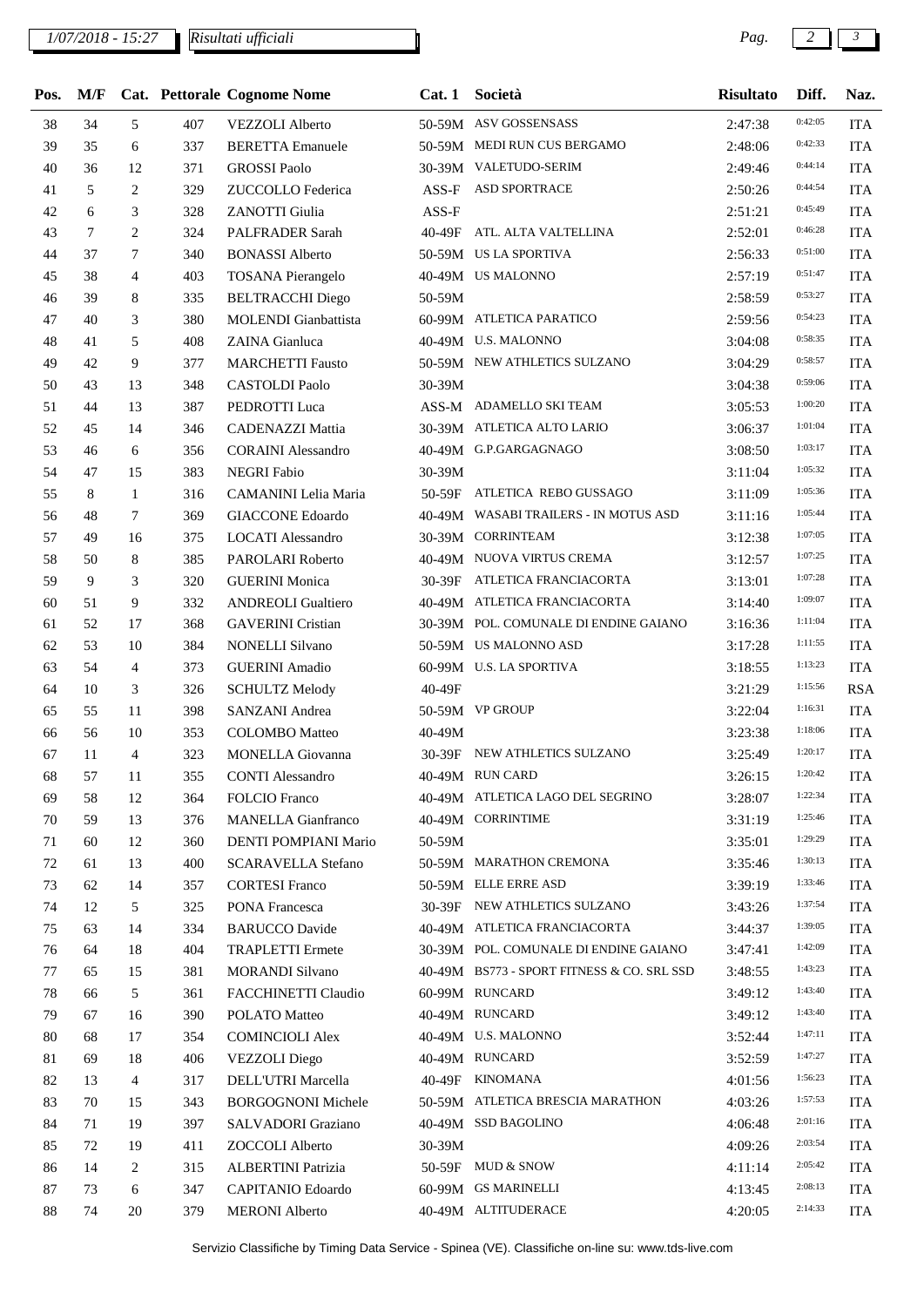| Pos. | M/F | Cat. | Pettorale | Cognome Nome | Cat. 1 | Società | Risultato | Diff. | Naz. |
|---|---|---|---|---|---|---|---|---|---|
| 38 | 34 | 5 | 407 | VEZZOLI Alberto | 50-59M | ASV GOSSENSASS | 2:47:38 | 0:42:05 | ITA |
| 39 | 35 | 6 | 337 | BERETTA Emanuele | 50-59M | MEDI RUN CUS BERGAMO | 2:48:06 | 0:42:33 | ITA |
| 40 | 36 | 12 | 371 | GROSSI Paolo | 30-39M | VALETUDO-SERIM | 2:49:46 | 0:44:14 | ITA |
| 41 | 5 | 2 | 329 | ZUCCOLLO Federica | ASS-F | ASD SPORTRACE | 2:50:26 | 0:44:54 | ITA |
| 42 | 6 | 3 | 328 | ZANOTTI Giulia | ASS-F | | 2:51:21 | 0:45:49 | ITA |
| 43 | 7 | 2 | 324 | PALFRADER Sarah | 40-49F | ATL. ALTA VALTELLINA | 2:52:01 | 0:46:28 | ITA |
| 44 | 37 | 7 | 340 | BONASSI Alberto | 50-59M | US LA SPORTIVA | 2:56:33 | 0:51:00 | ITA |
| 45 | 38 | 4 | 403 | TOSANA Pierangelo | 40-49M | US MALONNO | 2:57:19 | 0:51:47 | ITA |
| 46 | 39 | 8 | 335 | BELTRACCHI Diego | 50-59M | | 2:58:59 | 0:53:27 | ITA |
| 47 | 40 | 3 | 380 | MOLENDI Gianbattista | 60-99M | ATLETICA PARATICO | 2:59:56 | 0:54:23 | ITA |
| 48 | 41 | 5 | 408 | ZAINA Gianluca | 40-49M | U.S. MALONNO | 3:04:08 | 0:58:35 | ITA |
| 49 | 42 | 9 | 377 | MARCHETTI Fausto | 50-59M | NEW ATHLETICS SULZANO | 3:04:29 | 0:58:57 | ITA |
| 50 | 43 | 13 | 348 | CASTOLDI Paolo | 30-39M | | 3:04:38 | 0:59:06 | ITA |
| 51 | 44 | 13 | 387 | PEDROTTI Luca | ASS-M | ADAMELLO SKI TEAM | 3:05:53 | 1:00:20 | ITA |
| 52 | 45 | 14 | 346 | CADENAZZI Mattia | 30-39M | ATLETICA ALTO LARIO | 3:06:37 | 1:01:04 | ITA |
| 53 | 46 | 6 | 356 | CORAINI Alessandro | 40-49M | G.P.GARGAGNAGO | 3:08:50 | 1:03:17 | ITA |
| 54 | 47 | 15 | 383 | NEGRI Fabio | 30-39M | | 3:11:04 | 1:05:32 | ITA |
| 55 | 8 | 1 | 316 | CAMANINI Lelia Maria | 50-59F | ATLETICA REBO GUSSAGO | 3:11:09 | 1:05:36 | ITA |
| 56 | 48 | 7 | 369 | GIACCONE Edoardo | 40-49M | WASABI TRAILERS - IN MOTUS ASD | 3:11:16 | 1:05:44 | ITA |
| 57 | 49 | 16 | 375 | LOCATI Alessandro | 30-39M | CORRINTEAM | 3:12:38 | 1:07:05 | ITA |
| 58 | 50 | 8 | 385 | PAROLARI Roberto | 40-49M | NUOVA VIRTUS CREMA | 3:12:57 | 1:07:25 | ITA |
| 59 | 9 | 3 | 320 | GUERINI Monica | 30-39F | ATLETICA FRANCIACORTA | 3:13:01 | 1:07:28 | ITA |
| 60 | 51 | 9 | 332 | ANDREOLI Gualtiero | 40-49M | ATLETICA FRANCIACORTA | 3:14:40 | 1:09:07 | ITA |
| 61 | 52 | 17 | 368 | GAVERINI Cristian | 30-39M | POL. COMUNALE DI ENDINE GAIANO | 3:16:36 | 1:11:04 | ITA |
| 62 | 53 | 10 | 384 | NONELLI Silvano | 50-59M | US MALONNO ASD | 3:17:28 | 1:11:55 | ITA |
| 63 | 54 | 4 | 373 | GUERINI Amadio | 60-99M | U.S. LA SPORTIVA | 3:18:55 | 1:13:23 | ITA |
| 64 | 10 | 3 | 326 | SCHULTZ Melody | 40-49F | | 3:21:29 | 1:15:56 | RSA |
| 65 | 55 | 11 | 398 | SANZANI Andrea | 50-59M | VP GROUP | 3:22:04 | 1:16:31 | ITA |
| 66 | 56 | 10 | 353 | COLOMBO Matteo | 40-49M | | 3:23:38 | 1:18:06 | ITA |
| 67 | 11 | 4 | 323 | MONELLA Giovanna | 30-39F | NEW ATHLETICS SULZANO | 3:25:49 | 1:20:17 | ITA |
| 68 | 57 | 11 | 355 | CONTI Alessandro | 40-49M | RUN CARD | 3:26:15 | 1:20:42 | ITA |
| 69 | 58 | 12 | 364 | FOLCIO Franco | 40-49M | ATLETICA LAGO DEL SEGRINO | 3:28:07 | 1:22:34 | ITA |
| 70 | 59 | 13 | 376 | MANELLA Gianfranco | 40-49M | CORRINTIME | 3:31:19 | 1:25:46 | ITA |
| 71 | 60 | 12 | 360 | DENTI POMPIANI Mario | 50-59M | | 3:35:01 | 1:29:29 | ITA |
| 72 | 61 | 13 | 400 | SCARAVELLA Stefano | 50-59M | MARATHON CREMONA | 3:35:46 | 1:30:13 | ITA |
| 73 | 62 | 14 | 357 | CORTESI Franco | 50-59M | ELLE ERRE ASD | 3:39:19 | 1:33:46 | ITA |
| 74 | 12 | 5 | 325 | PONA Francesca | 30-39F | NEW ATHLETICS SULZANO | 3:43:26 | 1:37:54 | ITA |
| 75 | 63 | 14 | 334 | BARUCCO Davide | 40-49M | ATLETICA FRANCIACORTA | 3:44:37 | 1:39:05 | ITA |
| 76 | 64 | 18 | 404 | TRAPLETTI Ermete | 30-39M | POL. COMUNALE DI ENDINE GAIANO | 3:47:41 | 1:42:09 | ITA |
| 77 | 65 | 15 | 381 | MORANDI Silvano | 40-49M | BS773 - SPORT FITNESS & CO. SRL SSD | 3:48:55 | 1:43:23 | ITA |
| 78 | 66 | 5 | 361 | FACCHINETTI Claudio | 60-99M | RUNCARD | 3:49:12 | 1:43:40 | ITA |
| 79 | 67 | 16 | 390 | POLATO Matteo | 40-49M | RUNCARD | 3:49:12 | 1:43:40 | ITA |
| 80 | 68 | 17 | 354 | COMINCIOLI Alex | 40-49M | U.S. MALONNO | 3:52:44 | 1:47:11 | ITA |
| 81 | 69 | 18 | 406 | VEZZOLI Diego | 40-49M | RUNCARD | 3:52:59 | 1:47:27 | ITA |
| 82 | 13 | 4 | 317 | DELL'UTRI Marcella | 40-49F | KINOMANA | 4:01:56 | 1:56:23 | ITA |
| 83 | 70 | 15 | 343 | BORGOGNONI Michele | 50-59M | ATLETICA BRESCIA MARATHON | 4:03:26 | 1:57:53 | ITA |
| 84 | 71 | 19 | 397 | SALVADORI Graziano | 40-49M | SSD BAGOLINO | 4:06:48 | 2:01:16 | ITA |
| 85 | 72 | 19 | 411 | ZOCCOLI Alberto | 30-39M | | 4:09:26 | 2:03:54 | ITA |
| 86 | 14 | 2 | 315 | ALBERTINI Patrizia | 50-59F | MUD & SNOW | 4:11:14 | 2:05:42 | ITA |
| 87 | 73 | 6 | 347 | CAPITANIO Edoardo | 60-99M | GS MARINELLI | 4:13:45 | 2:08:13 | ITA |
| 88 | 74 | 20 | 379 | MERONI Alberto | 40-49M | ALTITUDERACE | 4:20:05 | 2:14:33 | ITA |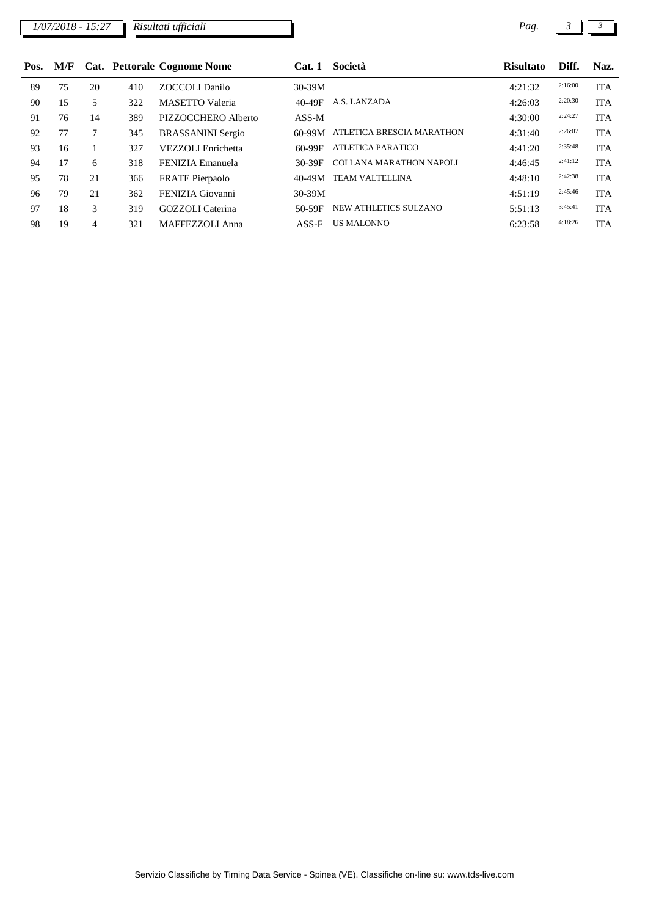| Pos. | M/F | Cat. | Pettorale | Cognome Nome | Cat. 1 | Società | Risultato | Diff. | Naz. |
|---|---|---|---|---|---|---|---|---|---|
| 89 | 75 | 20 | 410 | ZOCCOLI Danilo | 30-39M | | 4:21:32 | 2:16:00 | ITA |
| 90 | 15 | 5 | 322 | MASETTO Valeria | 40-49F | A.S. LANZADA | 4:26:03 | 2:20:30 | ITA |
| 91 | 76 | 14 | 389 | PIZZOCCHERO Alberto | ASS-M | | 4:30:00 | 2:24:27 | ITA |
| 92 | 77 | 7 | 345 | BRASSANINI Sergio | 60-99M | ATLETICA BRESCIA MARATHON | 4:31:40 | 2:26:07 | ITA |
| 93 | 16 | 1 | 327 | VEZZOLI Enrichetta | 60-99F | ATLETICA PARATICO | 4:41:20 | 2:35:48 | ITA |
| 94 | 17 | 6 | 318 | FENIZIA Emanuela | 30-39F | COLLANA MARATHON NAPOLI | 4:46:45 | 2:41:12 | ITA |
| 95 | 78 | 21 | 366 | FRATE Pierpaolo | 40-49M | TEAM VALTELLINA | 4:48:10 | 2:42:38 | ITA |
| 96 | 79 | 21 | 362 | FENIZIA Giovanni | 30-39M | | 4:51:19 | 2:45:46 | ITA |
| 97 | 18 | 3 | 319 | GOZZOLI Caterina | 50-59F | NEW ATHLETICS SULZANO | 5:51:13 | 3:45:41 | ITA |
| 98 | 19 | 4 | 321 | MAFFEZZOLI Anna | ASS-F | US MALONNO | 6:23:58 | 4:18:26 | ITA |

Servizio Classifiche by Timing Data Service - Spinea (VE). Classifiche on-line su: www.tds-live.com